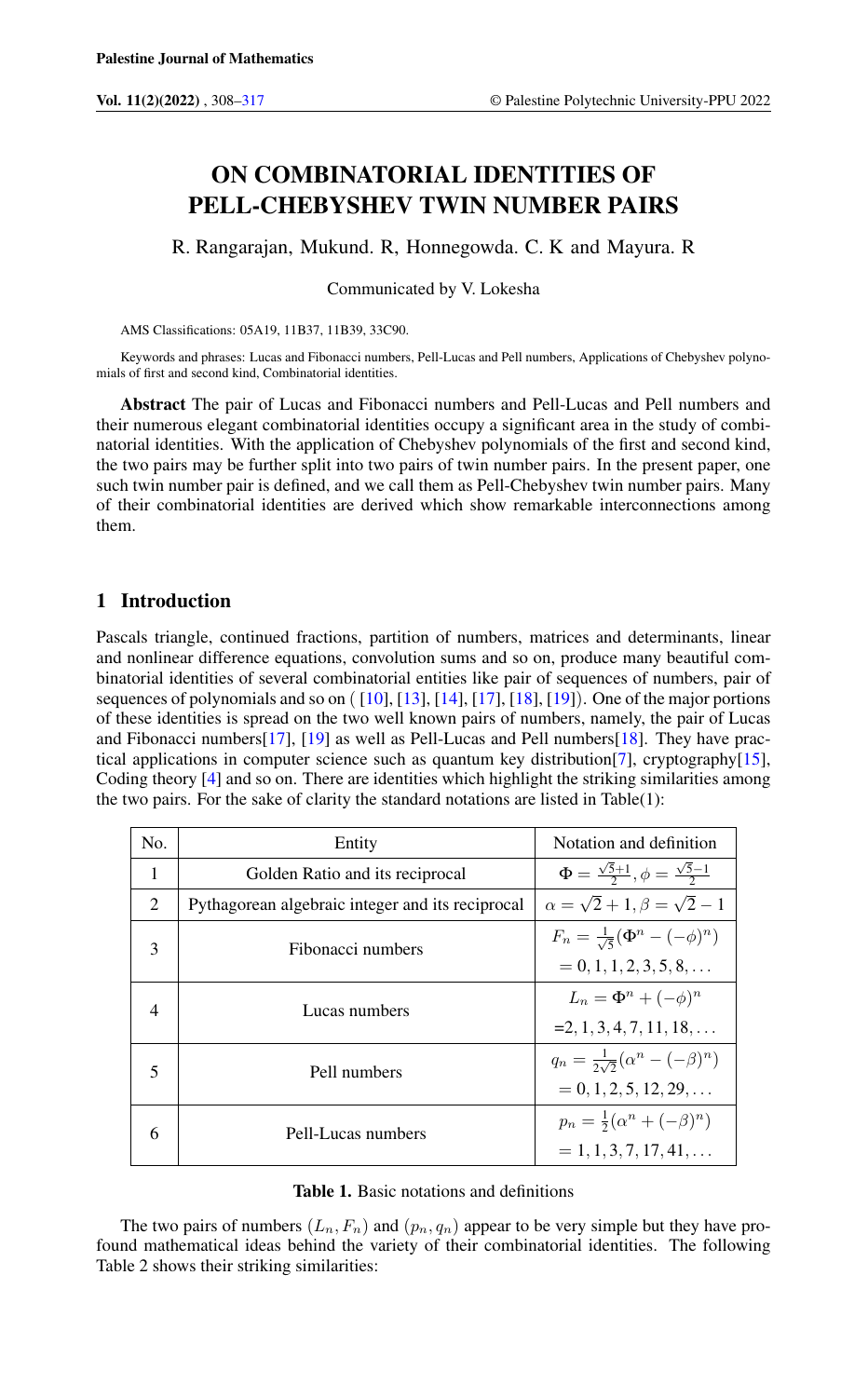# ON COMBINATORIAL IDENTITIES OF PELL-CHEBYSHEV TWIN NUMBER PAIRS

R. Rangarajan, Mukund. R, Honnegowda. C. K and Mayura. R

Communicated by V. Lokesha

AMS Classifications: 05A19, 11B37, 11B39, 33C90.

Keywords and phrases: Lucas and Fibonacci numbers, Pell-Lucas and Pell numbers, Applications of Chebyshev polynomials of first and second kind, Combinatorial identities.

**Abstract** The pair of Lucas and Fibonacci numbers and Pell-Lucas and Pell numbers and their numerous elegant combinatorial identities occupy a significant area in the study of combinatorial identities. With the application of Chebyshev polynomials of the first and second kind, the two pairs may be further split into two pairs of twin number pairs. In the present paper, one such twin number pair is defined, and we call them as Pell-Chebyshev twin number pairs. Many of their combinatorial identities are derived which show remarkable interconnections among them.

## 1 Introduction

Pascals triangle, continued fractions, partition of numbers, matrices and determinants, linear and nonlinear difference equations, convolution sums and so on, produce many beautiful combinatorial identities of several combinatorial entities like pair of sequences of numbers, pair of sequences of polynomials and so on ( [10], [13], [14], [17], [18], [19]). One of the major portions of these identities is spread on the two well known pairs of numbers, namely, the pair of Lucas and Fibonacci numbers[17], [19] as well as Pell-Lucas and Pell numbers[18]. They have practical applications in computer science such as quantum key distribution[7], cryptography[15], Coding theory [4] and so on. There are identities which highlight the striking similarities among the two pairs. For the sake of clarity the standard notations are listed in Table(1):

| No. | Entity | Notation and definition |
|---|---|---|
| 1 | Golden Ratio and its reciprocal | $\Phi = \frac{\sqrt{5}+1}{2}, \phi = \frac{\sqrt{5}-1}{2}$ |
| 2 | Pythagorean algebraic integer and its reciprocal | $\alpha = \sqrt{2}+1, \beta = \sqrt{2}-1$ |
| 3 | Fibonacci numbers | $F_n = \frac{1}{\sqrt{5}}(\Phi^n - (-\phi)^n)$ $= 0, 1, 1, 2, 3, 5, 8, \ldots$ |
| 4 | Lucas numbers | $L_n = \Phi^n + (-\phi)^n$ $=2, 1, 3, 4, 7, 11, 18, \ldots$ |
| 5 | Pell numbers | $q_n = \frac{1}{2\sqrt{2}}(\alpha^n - (-\beta)^n)$ $= 0, 1, 2, 5, 12, 29, \ldots$ |
| 6 | Pell-Lucas numbers | $p_n = \frac{1}{2}(\alpha^n + (-\beta)^n)$ $= 1, 1, 3, 7, 17, 41, \ldots$ |

**Table 1.** Basic notations and definitions

The two pairs of numbers $(L_n, F_n)$ and $(p_n, q_n)$ appear to be very simple but they have profound mathematical ideas behind the variety of their combinatorial identities. The following Table 2 shows their striking similarities: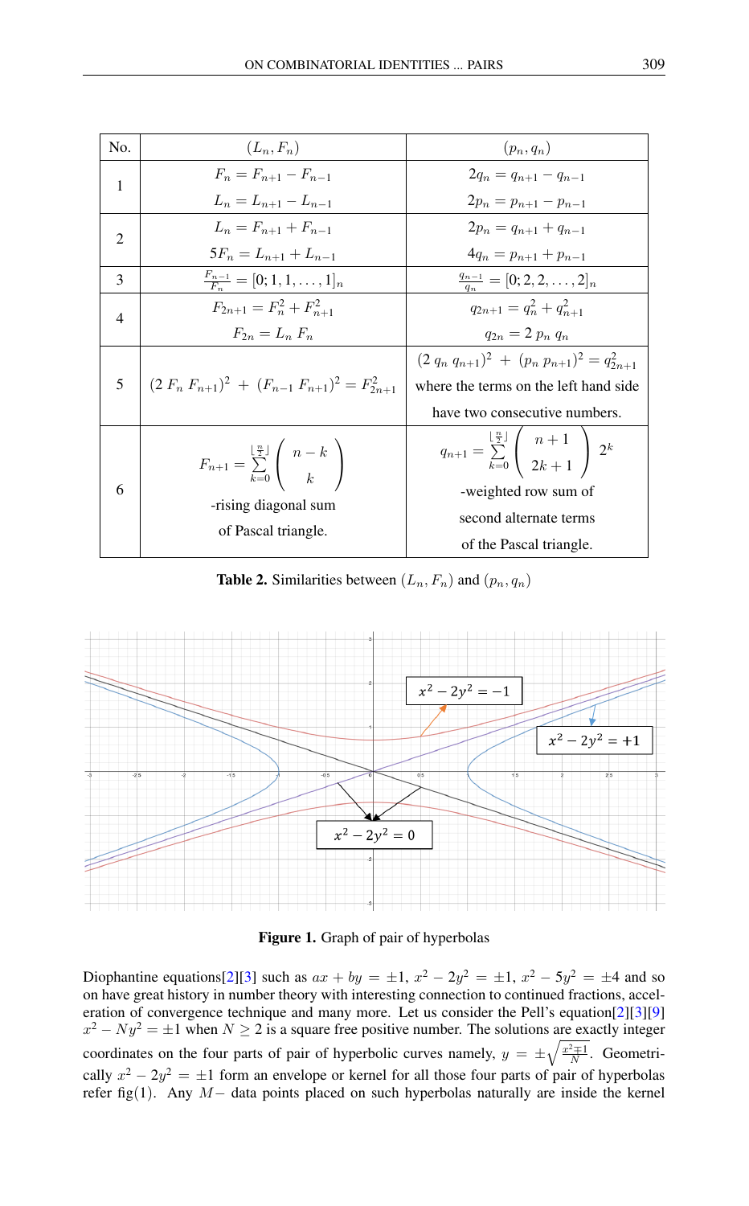| No. | $(L_n, F_n)$ | $(p_n, q_n)$ |
|---|---|---|
| 1 | $F_n = F_{n+1} - F_{n-1}$ <br> $L_n = L_{n+1} - L_{n-1}$ | $2q_n = q_{n+1} - q_{n-1}$ <br> $2p_n = p_{n+1} - p_{n-1}$ |
| 2 | $L_n = F_{n+1} + F_{n-1}$ <br> $5F_n = L_{n+1} + L_{n-1}$ | $2p_n = q_{n+1} + q_{n-1}$ <br> $4q_n = p_{n+1} + p_{n-1}$ |
| 3 | $\frac{F_{n-1}}{F_n} = [0; 1, 1, \ldots, 1]_n$ | $\frac{q_{n-1}}{q_n} = [0; 2, 2, \ldots, 2]_n$ |
| 4 | $F_{2n+1} = F_n^2 + F_{n+1}^2$ <br> $F_{2n} = L_n\ F_n$ | $q_{2n+1} = q_n^2 + q_{n+1}^2$ <br> $q_{2n} = 2\ p_n\ q_n$ |
| 5 | $(2\ F_n\ F_{n+1})^2\ +\ (F_{n-1}\ F_{n+1})^2 = F_{2n+1}^2$ | $(2\ q_n\ q_{n+1})^2\ +\ (p_n\ p_{n+1})^2 = q_{2n+1}^2$ <br> where the terms on the left hand side <br> have two consecutive numbers. |
| 6 | $F_{n+1} = \sum_{k=0}^{\lfloor \frac{n}{2} \rfloor} \binom{n-k}{k}$ <br> -rising diagonal sum <br> of Pascal triangle. | $q_{n+1} = \sum_{k=0}^{\lfloor \frac{n}{2} \rfloor} \binom{n+1}{2k+1} 2^k$ <br> -weighted row sum of <br> second alternate terms <br> of the Pascal triangle. |

**Table 2.** Similarities between $(L_n, F_n)$ and $(p_n, q_n)$

**Figure 1.** Graph of pair of hyperbolas

Diophantine equations[2][3] such as $ax + by = \pm 1$, $x^2 - 2y^2 = \pm 1$, $x^2 - 5y^2 = \pm 4$ and so on have great history in number theory with interesting connection to continued fractions, acceleration of convergence technique and many more. Let us consider the Pell's equation[2][3][9] $x^2 - Ny^2 = \pm 1$ when $N \geq 2$ is a square free positive number. The solutions are exactly integer coordinates on the four parts of pair of hyperbolic curves namely, $y = \pm\sqrt{\frac{x^2 \mp 1}{N}}$. Geometrically $x^2 - 2y^2 = \pm 1$ form an envelope or kernel for all those four parts of pair of hyperbolas refer fig(1). Any $M-$ data points placed on such hyperbolas naturally are inside the kernel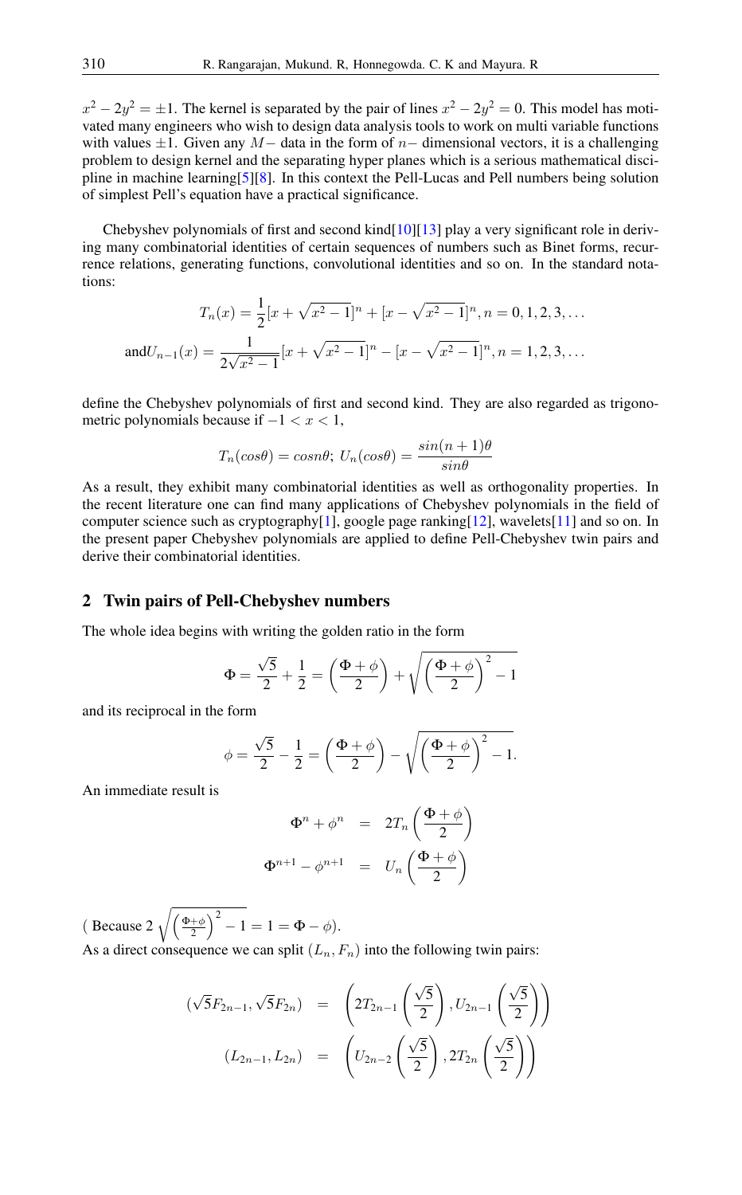$x^2 - 2y^2 = \pm 1$. The kernel is separated by the pair of lines $x^2 - 2y^2 = 0$. This model has motivated many engineers who wish to design data analysis tools to work on multi variable functions with values $\pm 1$. Given any $M-$ data in the form of $n-$ dimensional vectors, it is a challenging problem to design kernel and the separating hyper planes which is a serious mathematical discipline in machine learning[5][8]. In this context the Pell-Lucas and Pell numbers being solution of simplest Pell's equation have a practical significance.

Chebyshev polynomials of first and second kind[10][13] play a very significant role in deriving many combinatorial identities of certain sequences of numbers such as Binet forms, recurrence relations, generating functions, convolutional identities and so on. In the standard notations:

$$T_n(x) = \frac{1}{2}[x + \sqrt{x^2 - 1}]^n + [x - \sqrt{x^2 - 1}]^n, n = 0, 1, 2, 3, \dots$$

$$\text{and} U_{n-1}(x) = \frac{1}{2\sqrt{x^2 - 1}}[x + \sqrt{x^2 - 1}]^n - [x - \sqrt{x^2 - 1}]^n, n = 1, 2, 3, \dots$$

define the Chebyshev polynomials of first and second kind. They are also regarded as trigonometric polynomials because if $-1 < x < 1$,

$$T_n(cos\theta) = cosn\theta;\ U_n(cos\theta) = \frac{sin(n+1)\theta}{sin\theta}$$

As a result, they exhibit many combinatorial identities as well as orthogonality properties. In the recent literature one can find many applications of Chebyshev polynomials in the field of computer science such as cryptography[1], google page ranking[12], wavelets[11] and so on. In the present paper Chebyshev polynomials are applied to define Pell-Chebyshev twin pairs and derive their combinatorial identities.

## 2 Twin pairs of Pell-Chebyshev numbers

The whole idea begins with writing the golden ratio in the form

$$\Phi = \frac{\sqrt{5}}{2} + \frac{1}{2} = \left(\frac{\Phi + \phi}{2}\right) + \sqrt{\left(\frac{\Phi + \phi}{2}\right)^2 - 1}$$

and its reciprocal in the form

$$\phi = \frac{\sqrt{5}}{2} - \frac{1}{2} = \left(\frac{\Phi + \phi}{2}\right) - \sqrt{\left(\frac{\Phi + \phi}{2}\right)^2 - 1}.$$

An immediate result is

$$\begin{aligned} \Phi^n + \phi^n &= 2T_n\left(\frac{\Phi + \phi}{2}\right) \\ \Phi^{n+1} - \phi^{n+1} &= U_n\left(\frac{\Phi + \phi}{2}\right) \end{aligned}$$

( Because $2\sqrt{\left(\frac{\Phi+\phi}{2}\right)^2 - 1} = 1 = \Phi - \phi$).

As a direct consequence we can split $(L_n, F_n)$ into the following twin pairs:

$$\begin{aligned} (\sqrt{5}F_{2n-1}, \sqrt{5}F_{2n}) &= \left(2T_{2n-1}\left(\frac{\sqrt{5}}{2}\right), U_{2n-1}\left(\frac{\sqrt{5}}{2}\right)\right) \\ (L_{2n-1}, L_{2n}) &= \left(U_{2n-2}\left(\frac{\sqrt{5}}{2}\right), 2T_{2n}\left(\frac{\sqrt{5}}{2}\right)\right) \end{aligned}$$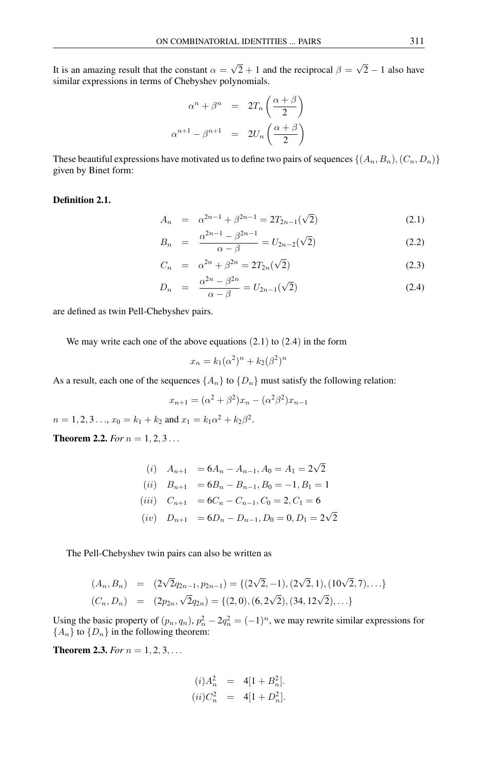It is an amazing result that the constant $\alpha = \sqrt{2}+1$ and the reciprocal $\beta = \sqrt{2}-1$ also have similar expressions in terms of Chebyshev polynomials.

$$\begin{aligned}
\alpha^n + \beta^n &= 2T_n\left(\frac{\alpha+\beta}{2}\right) \\
\alpha^{n+1} - \beta^{n+1} &= 2U_n\left(\frac{\alpha+\beta}{2}\right)
\end{aligned}$$

These beautiful expressions have motivated us to define two pairs of sequences $\{(A_n, B_n), (C_n, D_n)\}$ given by Binet form:

**Definition 2.1.**

$$A_n = \alpha^{2n-1} + \beta^{2n-1} = 2T_{2n-1}(\sqrt{2}) \tag{2.1}$$

$$B_n = \frac{\alpha^{2n-1} - \beta^{2n-1}}{\alpha - \beta} = U_{2n-2}(\sqrt{2}) \tag{2.2}$$

$$C_n = \alpha^{2n} + \beta^{2n} = 2T_{2n}(\sqrt{2}) \tag{2.3}$$

$$D_n = \frac{\alpha^{2n} - \beta^{2n}}{\alpha - \beta} = U_{2n-1}(\sqrt{2}) \tag{2.4}$$

are defined as twin Pell-Chebyshev pairs.

We may write each one of the above equations (2.1) to (2.4) in the form

$$x_n = k_1(\alpha^2)^n + k_2(\beta^2)^n$$

As a result, each one of the sequences $\{A_n\}$ to $\{D_n\}$ must satisfy the following relation:

$$x_{n+1} = (\alpha^2 + \beta^2)x_n - (\alpha^2\beta^2)x_{n-1}$$

$n = 1, 2, 3\ldots$, $x_0 = k_1 + k_2$ and $x_1 = k_1\alpha^2 + k_2\beta^2$.

**Theorem 2.2.** *For* $n = 1, 2, 3\ldots$

$$\begin{aligned}
(i) \quad & A_{n+1} = 6A_n - A_{n-1}, A_0 = A_1 = 2\sqrt{2} \\
(ii) \quad & B_{n+1} = 6B_n - B_{n-1}, B_0 = -1, B_1 = 1 \\
(iii) \quad & C_{n+1} = 6C_n - C_{n-1}, C_0 = 2, C_1 = 6 \\
(iv) \quad & D_{n+1} = 6D_n - D_{n-1}, D_0 = 0, D_1 = 2\sqrt{2}
\end{aligned}$$

The Pell-Chebyshev twin pairs can also be written as

$$\begin{aligned}
(A_n, B_n) &= (2\sqrt{2}q_{2n-1}, p_{2n-1}) = \{(2\sqrt{2}, -1), (2\sqrt{2}, 1), (10\sqrt{2}, 7), \ldots\} \\
(C_n, D_n) &= (2p_{2n}, \sqrt{2}q_{2n}) = \{(2, 0), (6, 2\sqrt{2}), (34, 12\sqrt{2}), \ldots\}
\end{aligned}$$

Using the basic property of $(p_n, q_n)$, $p_n^2 - 2q_n^2 = (-1)^n$, we may rewrite similar expressions for $\{A_n\}$ to $\{D_n\}$ in the following theorem:

**Theorem 2.3.** *For* $n = 1, 2, 3, \ldots$

$$\begin{aligned}
(i) A_n^2 &= 4[1 + B_n^2]. \\
(ii) C_n^2 &= 4[1 + D_n^2].
\end{aligned}$$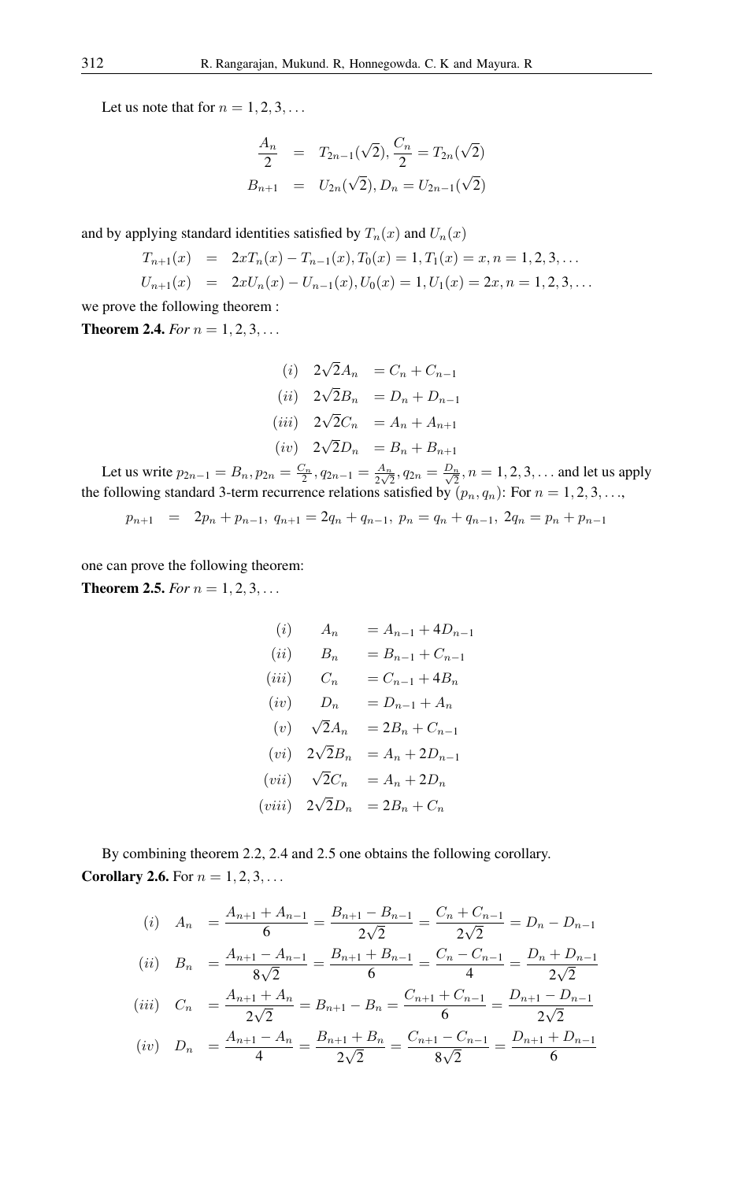Let us note that for $n = 1, 2, 3, \dots$

$$
\begin{aligned}
\frac{A_n}{2} &= T_{2n-1}(\sqrt{2}), \frac{C_n}{2} = T_{2n}(\sqrt{2}) \\
B_{n+1} &= U_{2n}(\sqrt{2}), D_n = U_{2n-1}(\sqrt{2})
\end{aligned}
$$

and by applying standard identities satisfied by $T_n(x)$ and $U_n(x)$

$$
\begin{aligned}
T_{n+1}(x) &= 2xT_n(x) - T_{n-1}(x), T_0(x) = 1, T_1(x) = x, n = 1, 2, 3, \dots \\
U_{n+1}(x) &= 2xU_n(x) - U_{n-1}(x), U_0(x) = 1, U_1(x) = 2x, n = 1, 2, 3, \dots
\end{aligned}
$$

we prove the following theorem :

**Theorem 2.4.** *For* $n = 1, 2, 3, \dots$

$$
\begin{aligned}
(i) \quad 2\sqrt{2}A_n &= C_n + C_{n-1} \\
(ii) \quad 2\sqrt{2}B_n &= D_n + D_{n-1} \\
(iii) \quad 2\sqrt{2}C_n &= A_n + A_{n+1} \\
(iv) \quad 2\sqrt{2}D_n &= B_n + B_{n+1}
\end{aligned}
$$

Let us write $p_{2n-1} = B_n, p_{2n} = \frac{C_n}{2}, q_{2n-1} = \frac{A_n}{2\sqrt{2}}, q_{2n} = \frac{D_n}{\sqrt{2}}, n = 1, 2, 3, \dots$ and let us apply the following standard 3-term recurrence relations satisfied by $(p_n, q_n)$: For $n = 1, 2, 3, \dots,$

$$
p_{n+1} = 2p_n + p_{n-1},\ q_{n+1} = 2q_n + q_{n-1},\ p_n = q_n + q_{n-1},\ 2q_n = p_n + p_{n-1}
$$

one can prove the following theorem:

**Theorem 2.5.** *For* $n = 1, 2, 3, \dots$

$$
\begin{aligned}
(i) \quad A_n &= A_{n-1} + 4D_{n-1} \\
(ii) \quad B_n &= B_{n-1} + C_{n-1} \\
(iii) \quad C_n &= C_{n-1} + 4B_n \\
(iv) \quad D_n &= D_{n-1} + A_n \\
(v) \quad \sqrt{2}A_n &= 2B_n + C_{n-1} \\
(vi) \quad 2\sqrt{2}B_n &= A_n + 2D_{n-1} \\
(vii) \quad \sqrt{2}C_n &= A_n + 2D_n \\
(viii) \quad 2\sqrt{2}D_n &= 2B_n + C_n
\end{aligned}
$$

By combining theorem 2.2, 2.4 and 2.5 one obtains the following corollary.

**Corollary 2.6.** For $n = 1, 2, 3, \dots$

$$
\begin{aligned}
(i) \quad A_n &= \frac{A_{n+1} + A_{n-1}}{6} = \frac{B_{n+1} - B_{n-1}}{2\sqrt{2}} = \frac{C_n + C_{n-1}}{2\sqrt{2}} = D_n - D_{n-1} \\
(ii) \quad B_n &= \frac{A_{n+1} - A_{n-1}}{8\sqrt{2}} = \frac{B_{n+1} + B_{n-1}}{6} = \frac{C_n - C_{n-1}}{4} = \frac{D_n + D_{n-1}}{2\sqrt{2}} \\
(iii) \quad C_n &= \frac{A_{n+1} + A_n}{2\sqrt{2}} = B_{n+1} - B_n = \frac{C_{n+1} + C_{n-1}}{6} = \frac{D_{n+1} - D_{n-1}}{2\sqrt{2}} \\
(iv) \quad D_n &= \frac{A_{n+1} - A_n}{4} = \frac{B_{n+1} + B_n}{2\sqrt{2}} = \frac{C_{n+1} - C_{n-1}}{8\sqrt{2}} = \frac{D_{n+1} + D_{n-1}}{6}
\end{aligned}
$$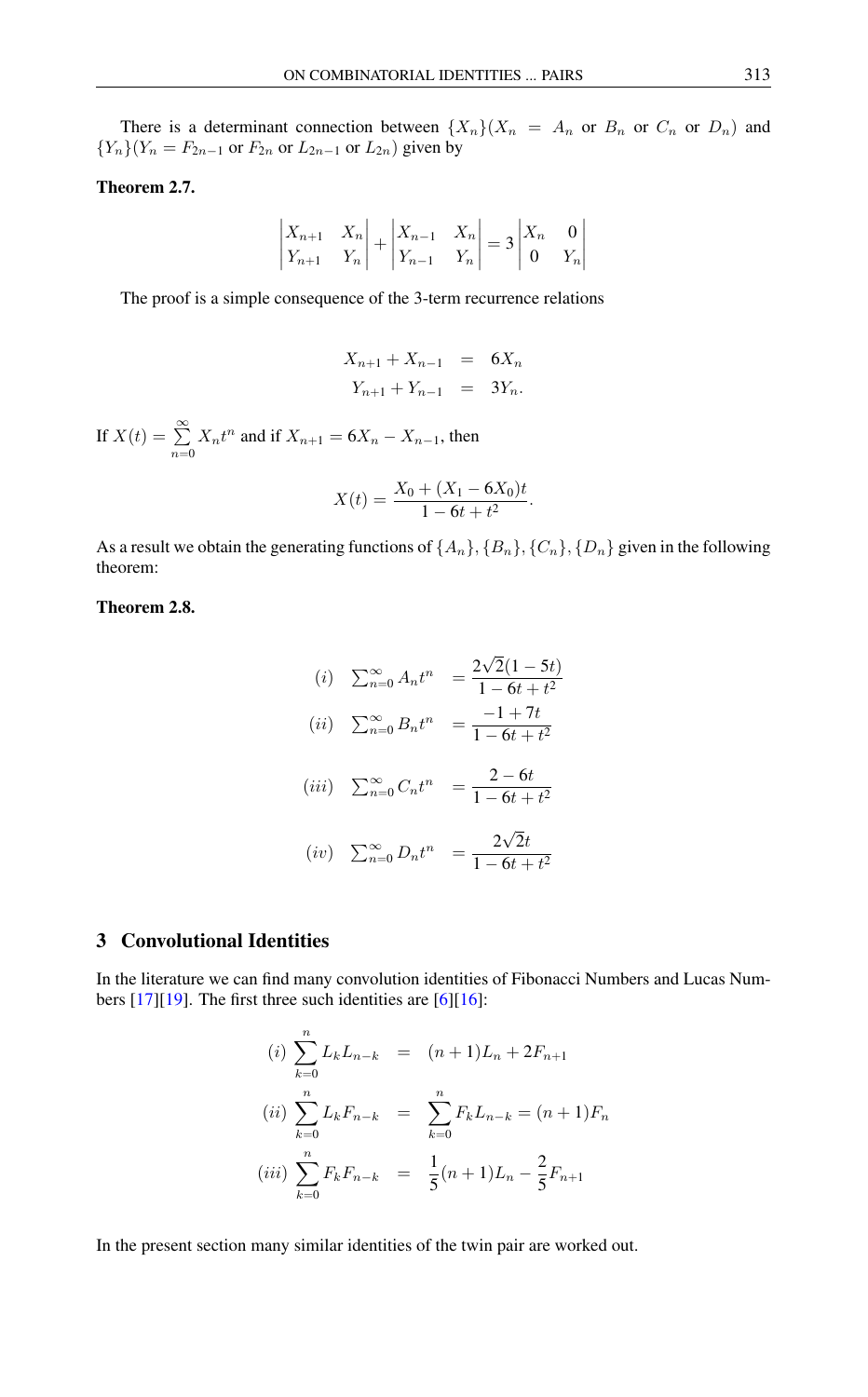There is a determinant connection between $\{X_n\}(X_n = A_n$ or $B_n$ or $C_n$ or $D_n)$ and $\{Y_n\}(Y_n = F_{2n-1}$ or $F_{2n}$ or $L_{2n-1}$ or $L_{2n})$ given by

**Theorem 2.7.**

$$\begin{vmatrix} X_{n+1} & X_n \\ Y_{n+1} & Y_n \end{vmatrix} + \begin{vmatrix} X_{n-1} & X_n \\ Y_{n-1} & Y_n \end{vmatrix} = 3 \begin{vmatrix} X_n & 0 \\ 0 & Y_n \end{vmatrix}$$

The proof is a simple consequence of the 3-term recurrence relations

$$\begin{aligned} X_{n+1} + X_{n-1} &= 6X_n \\ Y_{n+1} + Y_{n-1} &= 3Y_n. \end{aligned}$$

If $X(t) = \sum_{n=0}^{\infty} X_n t^n$ and if $X_{n+1} = 6X_n - X_{n-1}$, then

$$X(t) = \frac{X_0 + (X_1 - 6X_0)t}{1 - 6t + t^2}.$$

As a result we obtain the generating functions of $\{A_n\}, \{B_n\}, \{C_n\}, \{D_n\}$ given in the following theorem:

**Theorem 2.8.**

$$\begin{aligned} (i) \quad \sum_{n=0}^{\infty} A_n t^n &= \frac{2\sqrt{2}(1-5t)}{1-6t+t^2} \\ (ii) \quad \sum_{n=0}^{\infty} B_n t^n &= \frac{-1+7t}{1-6t+t^2} \\ (iii) \quad \sum_{n=0}^{\infty} C_n t^n &= \frac{2-6t}{1-6t+t^2} \\ (iv) \quad \sum_{n=0}^{\infty} D_n t^n &= \frac{2\sqrt{2}t}{1-6t+t^2} \end{aligned}$$

## 3 Convolutional Identities

In the literature we can find many convolution identities of Fibonacci Numbers and Lucas Numbers [17][19]. The first three such identities are [6][16]:

$$\begin{aligned} (i) \sum_{k=0}^{n} L_k L_{n-k} &= (n+1)L_n + 2F_{n+1} \\ (ii) \sum_{k=0}^{n} L_k F_{n-k} &= \sum_{k=0}^{n} F_k L_{n-k} = (n+1)F_n \\ (iii) \sum_{k=0}^{n} F_k F_{n-k} &= \frac{1}{5}(n+1)L_n - \frac{2}{5}F_{n+1} \end{aligned}$$

In the present section many similar identities of the twin pair are worked out.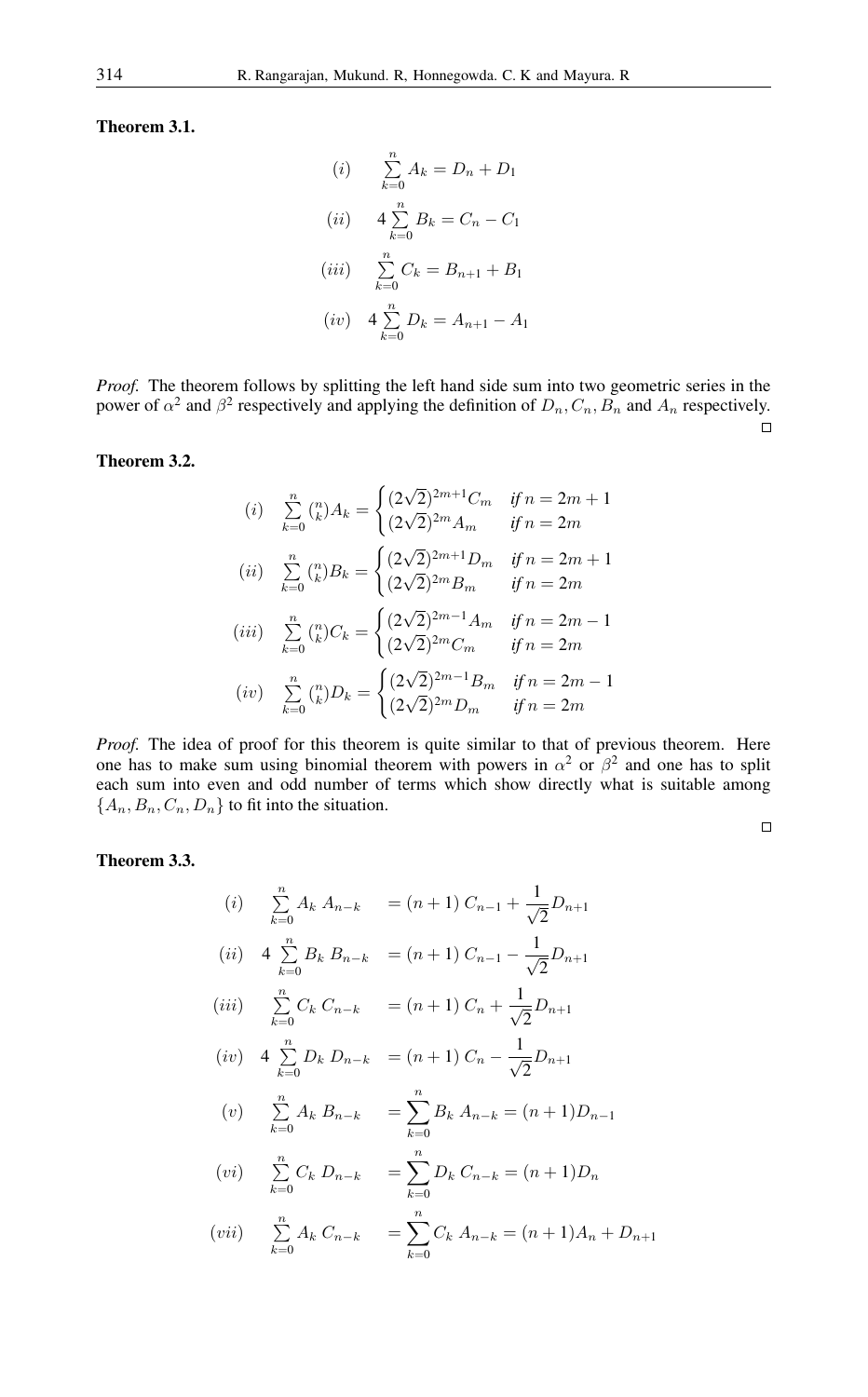**Theorem 3.1.**

$$(i) \quad \sum_{k=0}^{n} A_k = D_n + D_1$$

$$(ii) \quad 4\sum_{k=0}^{n} B_k = C_n - C_1$$

$$(iii) \quad \sum_{k=0}^{n} C_k = B_{n+1} + B_1$$

$$(iv) \quad 4\sum_{k=0}^{n} D_k = A_{n+1} - A_1$$

*Proof.* The theorem follows by splitting the left hand side sum into two geometric series in the power of $\alpha^2$ and $\beta^2$ respectively and applying the definition of $D_n, C_n, B_n$ and $A_n$ respectively. □

**Theorem 3.2.**

$$(i) \quad \sum_{k=0}^{n} \binom{n}{k} A_k = \begin{cases} (2\sqrt{2})^{2m+1} C_m & \text{if } n = 2m+1 \\ (2\sqrt{2})^{2m} A_m & \text{if } n = 2m \end{cases}$$

$$(ii) \quad \sum_{k=0}^{n} \binom{n}{k} B_k = \begin{cases} (2\sqrt{2})^{2m+1} D_m & \text{if } n = 2m+1 \\ (2\sqrt{2})^{2m} B_m & \text{if } n = 2m \end{cases}$$

$$(iii) \quad \sum_{k=0}^{n} \binom{n}{k} C_k = \begin{cases} (2\sqrt{2})^{2m-1} A_m & \text{if } n = 2m-1 \\ (2\sqrt{2})^{2m} C_m & \text{if } n = 2m \end{cases}$$

$$(iv) \quad \sum_{k=0}^{n} \binom{n}{k} D_k = \begin{cases} (2\sqrt{2})^{2m-1} B_m & \text{if } n = 2m-1 \\ (2\sqrt{2})^{2m} D_m & \text{if } n = 2m \end{cases}$$

*Proof.* The idea of proof for this theorem is quite similar to that of previous theorem. Here one has to make sum using binomial theorem with powers in $\alpha^2$ or $\beta^2$ and one has to split each sum into even and odd number of terms which show directly what is suitable among $\{A_n, B_n, C_n, D_n\}$ to fit into the situation. □

**Theorem 3.3.**

$$(i) \quad \sum_{k=0}^{n} A_k\, A_{n-k} = (n+1)\, C_{n-1} + \frac{1}{\sqrt{2}} D_{n+1}$$

$$(ii) \quad 4\sum_{k=0}^{n} B_k\, B_{n-k} = (n+1)\, C_{n-1} - \frac{1}{\sqrt{2}} D_{n+1}$$

$$(iii) \quad \sum_{k=0}^{n} C_k\, C_{n-k} = (n+1)\, C_n + \frac{1}{\sqrt{2}} D_{n+1}$$

$$(iv) \quad 4\sum_{k=0}^{n} D_k\, D_{n-k} = (n+1)\, C_n - \frac{1}{\sqrt{2}} D_{n+1}$$

$$(v) \quad \sum_{k=0}^{n} A_k\, B_{n-k} = \sum_{k=0}^{n} B_k\, A_{n-k} = (n+1) D_{n-1}$$

$$(vi) \quad \sum_{k=0}^{n} C_k\, D_{n-k} = \sum_{k=0}^{n} D_k\, C_{n-k} = (n+1) D_n$$

$$(vii) \quad \sum_{k=0}^{n} A_k\, C_{n-k} = \sum_{k=0}^{n} C_k\, A_{n-k} = (n+1) A_n + D_{n+1}$$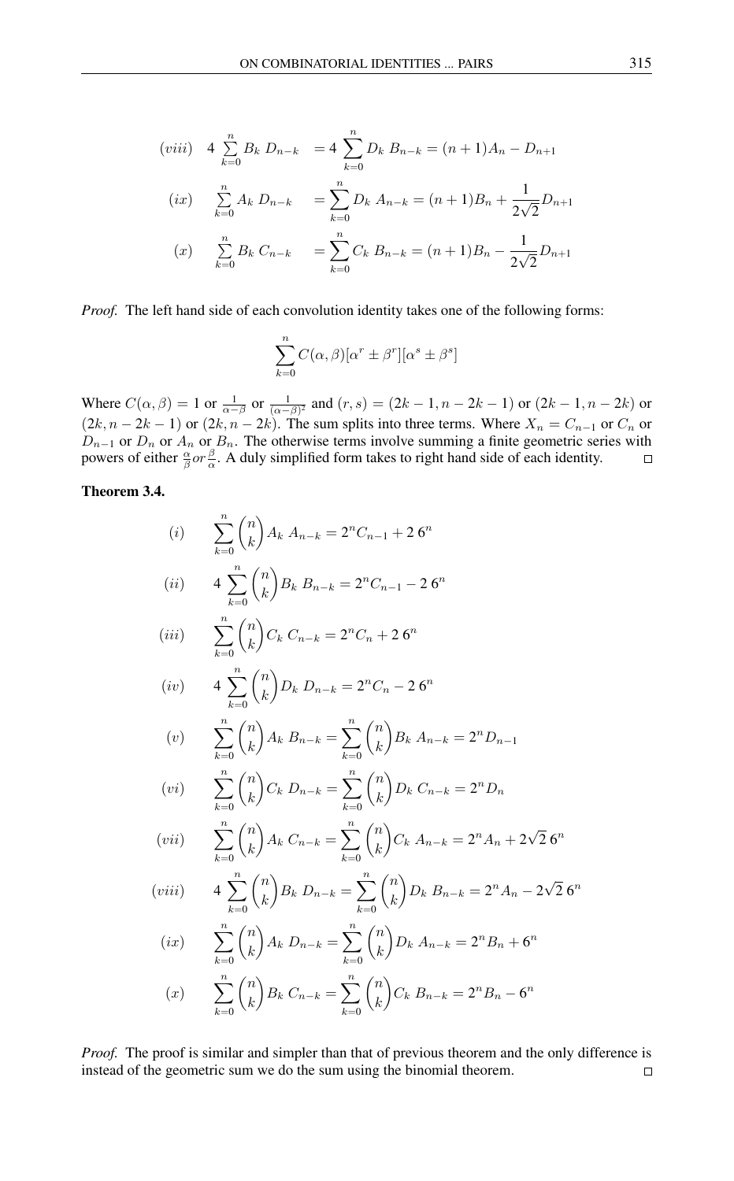$$
\begin{aligned}
(viii) \quad & 4\sum_{k=0}^{n} B_k\, D_{n-k} &&= 4\sum_{k=0}^{n} D_k\, B_{n-k} = (n+1)A_n - D_{n+1} \\
(ix) \quad & \sum_{k=0}^{n} A_k\, D_{n-k} &&= \sum_{k=0}^{n} D_k\, A_{n-k} = (n+1)B_n + \frac{1}{2\sqrt{2}}D_{n+1} \\
(x) \quad & \sum_{k=0}^{n} B_k\, C_{n-k} &&= \sum_{k=0}^{n} C_k\, B_{n-k} = (n+1)B_n - \frac{1}{2\sqrt{2}}D_{n+1}
\end{aligned}
$$

*Proof.* The left hand side of each convolution identity takes one of the following forms:

$$\sum_{k=0}^{n} C(\alpha, \beta)[\alpha^r \pm \beta^r][\alpha^s \pm \beta^s]$$

Where $C(\alpha, \beta) = 1$ or $\frac{1}{\alpha-\beta}$ or $\frac{1}{(\alpha-\beta)^2}$ and $(r, s) = (2k-1, n-2k-1)$ or $(2k-1, n-2k)$ or $(2k, n-2k-1)$ or $(2k, n-2k)$. The sum splits into three terms. Where $X_n = C_{n-1}$ or $C_n$ or $D_{n-1}$ or $D_n$ or $A_n$ or $B_n$. The otherwise terms involve summing a finite geometric series with powers of either $\frac{\alpha}{\beta} or \frac{\beta}{\alpha}$. A duly simplified form takes to right hand side of each identity. ∎

**Theorem 3.4.**

$$
\begin{aligned}
(i) \quad & \sum_{k=0}^{n} \binom{n}{k} A_k\, A_{n-k} = 2^n C_{n-1} + 2\, 6^n \\
(ii) \quad & 4\sum_{k=0}^{n} \binom{n}{k} B_k\, B_{n-k} = 2^n C_{n-1} - 2\, 6^n \\
(iii) \quad & \sum_{k=0}^{n} \binom{n}{k} C_k\, C_{n-k} = 2^n C_n + 2\, 6^n \\
(iv) \quad & 4\sum_{k=0}^{n} \binom{n}{k} D_k\, D_{n-k} = 2^n C_n - 2\, 6^n \\
(v) \quad & \sum_{k=0}^{n} \binom{n}{k} A_k\, B_{n-k} = \sum_{k=0}^{n} \binom{n}{k} B_k\, A_{n-k} = 2^n D_{n-1} \\
(vi) \quad & \sum_{k=0}^{n} \binom{n}{k} C_k\, D_{n-k} = \sum_{k=0}^{n} \binom{n}{k} D_k\, C_{n-k} = 2^n D_n \\
(vii) \quad & \sum_{k=0}^{n} \binom{n}{k} A_k\, C_{n-k} = \sum_{k=0}^{n} \binom{n}{k} C_k\, A_{n-k} = 2^n A_n + 2\sqrt{2}\, 6^n \\
(viii) \quad & 4\sum_{k=0}^{n} \binom{n}{k} B_k\, D_{n-k} = \sum_{k=0}^{n} \binom{n}{k} D_k\, B_{n-k} = 2^n A_n - 2\sqrt{2}\, 6^n \\
(ix) \quad & \sum_{k=0}^{n} \binom{n}{k} A_k\, D_{n-k} = \sum_{k=0}^{n} \binom{n}{k} D_k\, A_{n-k} = 2^n B_n + 6^n \\
(x) \quad & \sum_{k=0}^{n} \binom{n}{k} B_k\, C_{n-k} = \sum_{k=0}^{n} \binom{n}{k} C_k\, B_{n-k} = 2^n B_n - 6^n
\end{aligned}
$$

*Proof.* The proof is similar and simpler than that of previous theorem and the only difference is instead of the geometric sum we do the sum using the binomial theorem. ∎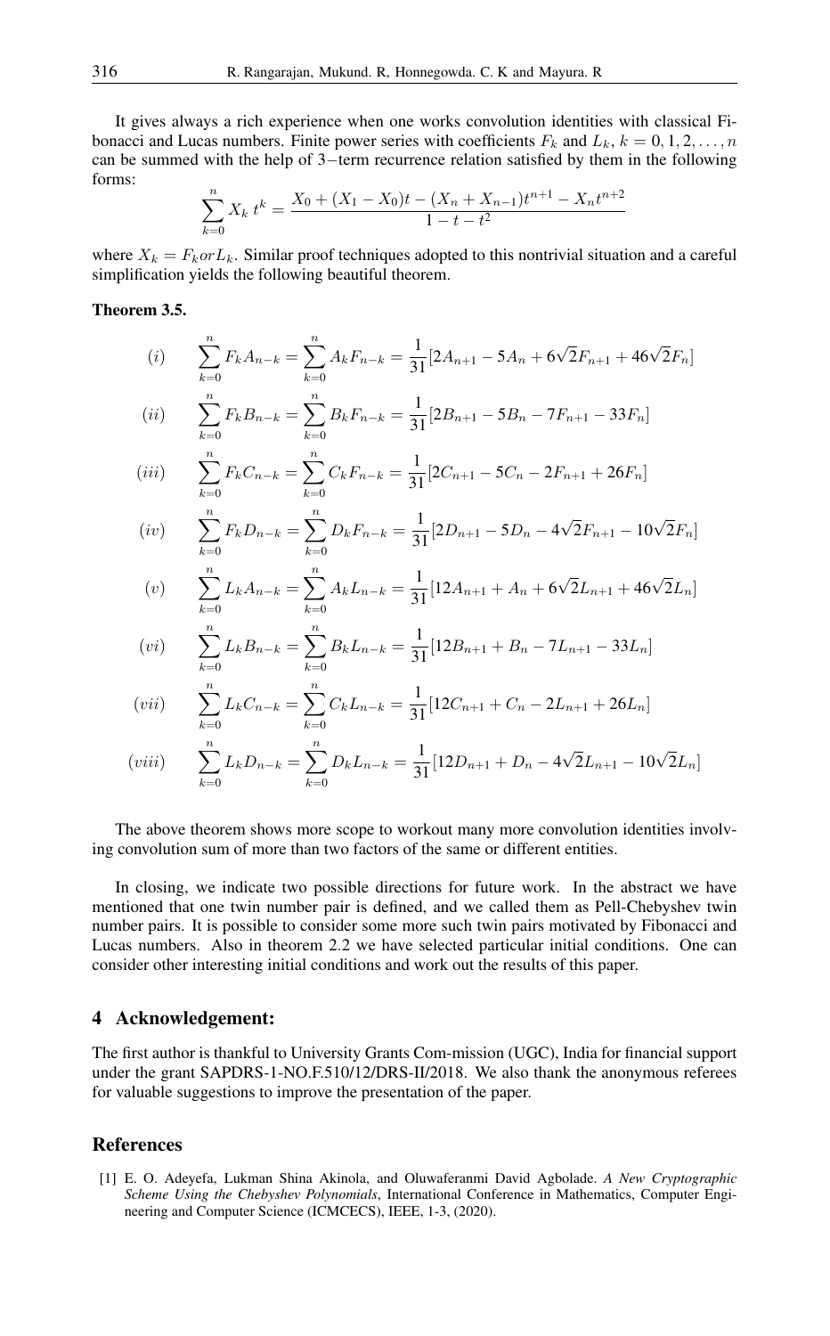It gives always a rich experience when one works convolution identities with classical Fibonacci and Lucas numbers. Finite power series with coefficients $F_k$ and $L_k$, $k = 0, 1, 2, \ldots, n$ can be summed with the help of 3−term recurrence relation satisfied by them in the following forms:

$$\sum_{k=0}^{n} X_k\, t^k = \frac{X_0 + (X_1 - X_0)t - (X_n + X_{n-1})t^{n+1} - X_n t^{n+2}}{1 - t - t^2}$$

where $X_k = F_k or L_k$. Similar proof techniques adopted to this nontrivial situation and a careful simplification yields the following beautiful theorem.

**Theorem 3.5.**

$$(i) \qquad \sum_{k=0}^{n} F_k A_{n-k} = \sum_{k=0}^{n} A_k F_{n-k} = \frac{1}{31}[2A_{n+1} - 5A_n + 6\sqrt{2}F_{n+1} + 46\sqrt{2}F_n]$$

$$(ii) \qquad \sum_{k=0}^{n} F_k B_{n-k} = \sum_{k=0}^{n} B_k F_{n-k} = \frac{1}{31}[2B_{n+1} - 5B_n - 7F_{n+1} - 33F_n]$$

$$(iii) \qquad \sum_{k=0}^{n} F_k C_{n-k} = \sum_{k=0}^{n} C_k F_{n-k} = \frac{1}{31}[2C_{n+1} - 5C_n - 2F_{n+1} + 26F_n]$$

$$(iv) \qquad \sum_{k=0}^{n} F_k D_{n-k} = \sum_{k=0}^{n} D_k F_{n-k} = \frac{1}{31}[2D_{n+1} - 5D_n - 4\sqrt{2}F_{n+1} - 10\sqrt{2}F_n]$$

$$(v) \qquad \sum_{k=0}^{n} L_k A_{n-k} = \sum_{k=0}^{n} A_k L_{n-k} = \frac{1}{31}[12A_{n+1} + A_n + 6\sqrt{2}L_{n+1} + 46\sqrt{2}L_n]$$

$$(vi) \qquad \sum_{k=0}^{n} L_k B_{n-k} = \sum_{k=0}^{n} B_k L_{n-k} = \frac{1}{31}[12B_{n+1} + B_n - 7L_{n+1} - 33L_n]$$

$$(vii) \qquad \sum_{k=0}^{n} L_k C_{n-k} = \sum_{k=0}^{n} C_k L_{n-k} = \frac{1}{31}[12C_{n+1} + C_n - 2L_{n+1} + 26L_n]$$

$$(viii) \qquad \sum_{k=0}^{n} L_k D_{n-k} = \sum_{k=0}^{n} D_k L_{n-k} = \frac{1}{31}[12D_{n+1} + D_n - 4\sqrt{2}L_{n+1} - 10\sqrt{2}L_n]$$

The above theorem shows more scope to workout many more convolution identities involving convolution sum of more than two factors of the same or different entities.

In closing, we indicate two possible directions for future work. In the abstract we have mentioned that one twin number pair is defined, and we called them as Pell-Chebyshev twin number pairs. It is possible to consider some more such twin pairs motivated by Fibonacci and Lucas numbers. Also in theorem 2.2 we have selected particular initial conditions. One can consider other interesting initial conditions and work out the results of this paper.

## 4 Acknowledgement:

The first author is thankful to University Grants Com-mission (UGC), India for financial support under the grant SAPDRS-1-NO.F.510/12/DRS-II/2018. We also thank the anonymous referees for valuable suggestions to improve the presentation of the paper.

## References

[1] E. O. Adeyefa, Lukman Shina Akinola, and Oluwaferanmi David Agbolade. *A New Cryptographic Scheme Using the Chebyshev Polynomials*, International Conference in Mathematics, Computer Engineering and Computer Science (ICMCECS), IEEE, 1-3, (2020).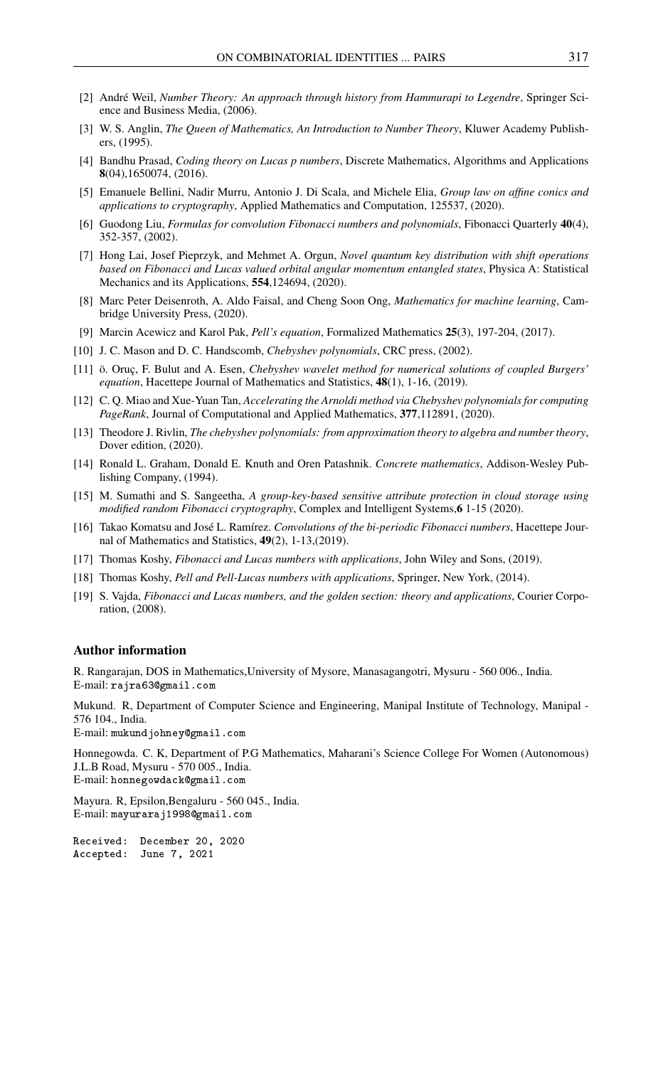[2] André Weil, *Number Theory: An approach through history from Hammurapi to Legendre*, Springer Science and Business Media, (2006).

[3] W. S. Anglin, *The Queen of Mathematics, An Introduction to Number Theory*, Kluwer Academy Publishers, (1995).

[4] Bandhu Prasad, *Coding theory on Lucas p numbers*, Discrete Mathematics, Algorithms and Applications **8**(04),1650074, (2016).

[5] Emanuele Bellini, Nadir Murru, Antonio J. Di Scala, and Michele Elia, *Group law on affine conics and applications to cryptography*, Applied Mathematics and Computation, 125537, (2020).

[6] Guodong Liu, *Formulas for convolution Fibonacci numbers and polynomials*, Fibonacci Quarterly **40**(4), 352-357, (2002).

[7] Hong Lai, Josef Pieprzyk, and Mehmet A. Orgun, *Novel quantum key distribution with shift operations based on Fibonacci and Lucas valued orbital angular momentum entangled states*, Physica A: Statistical Mechanics and its Applications, **554**,124694, (2020).

[8] Marc Peter Deisenroth, A. Aldo Faisal, and Cheng Soon Ong, *Mathematics for machine learning*, Cambridge University Press, (2020).

[9] Marcin Acewicz and Karol Pak, *Pell's equation*, Formalized Mathematics **25**(3), 197-204, (2017).

[10] J. C. Mason and D. C. Handscomb, *Chebyshev polynomials*, CRC press, (2002).

[11] ö. Oruç, F. Bulut and A. Esen, *Chebyshev wavelet method for numerical solutions of coupled Burgers' equation*, Hacettepe Journal of Mathematics and Statistics, **48**(1), 1-16, (2019).

[12] C. Q. Miao and Xue-Yuan Tan, *Accelerating the Arnoldi method via Chebyshev polynomials for computing PageRank*, Journal of Computational and Applied Mathematics, **377**,112891, (2020).

[13] Theodore J. Rivlin, *The chebyshev polynomials: from approximation theory to algebra and number theory*, Dover edition, (2020).

[14] Ronald L. Graham, Donald E. Knuth and Oren Patashnik. *Concrete mathematics*, Addison-Wesley Publishing Company, (1994).

[15] M. Sumathi and S. Sangeetha, *A group-key-based sensitive attribute protection in cloud storage using modified random Fibonacci cryptography*, Complex and Intelligent Systems,**6** 1-15 (2020).

[16] Takao Komatsu and José L. Ramírez. *Convolutions of the bi-periodic Fibonacci numbers*, Hacettepe Journal of Mathematics and Statistics, **49**(2), 1-13,(2019).

[17] Thomas Koshy, *Fibonacci and Lucas numbers with applications*, John Wiley and Sons, (2019).

[18] Thomas Koshy, *Pell and Pell-Lucas numbers with applications*, Springer, New York, (2014).

[19] S. Vajda, *Fibonacci and Lucas numbers, and the golden section: theory and applications*, Courier Corporation, (2008).

## Author information

R. Rangarajan, DOS in Mathematics,University of Mysore, Manasagangotri, Mysuru - 560 006., India.
E-mail: rajra63@gmail.com

Mukund. R, Department of Computer Science and Engineering, Manipal Institute of Technology, Manipal - 576 104., India.
E-mail: mukundjohney@gmail.com

Honnegowda. C. K, Department of P.G Mathematics, Maharani's Science College For Women (Autonomous) J.L.B Road, Mysuru - 570 005., India.
E-mail: honnegowdack@gmail.com

Mayura. R, Epsilon,Bengaluru - 560 045., India.
E-mail: mayuraraj1998@gmail.com

Received: December 20, 2020
Accepted: June 7, 2021